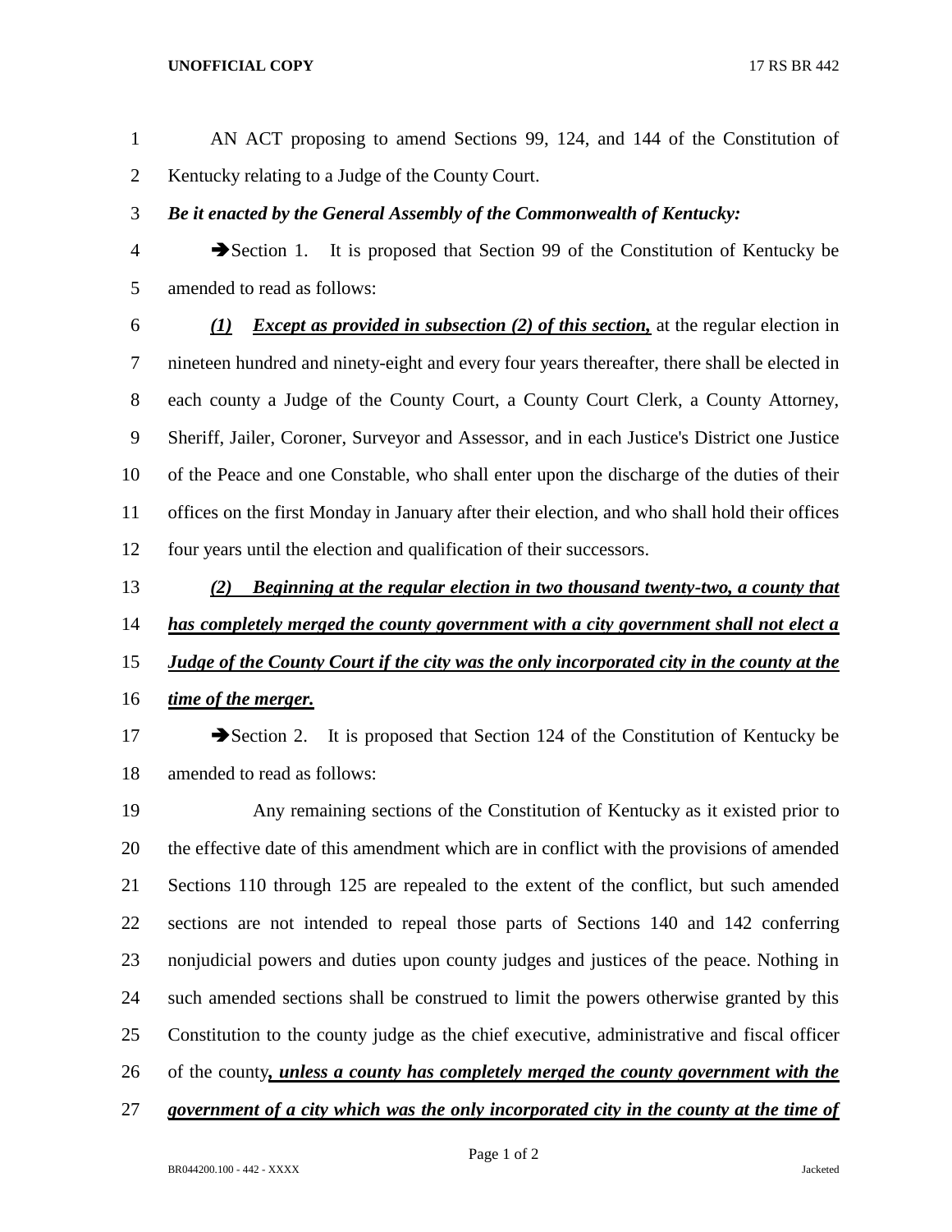AN ACT proposing to amend Sections 99, 124, and 144 of the Constitution of Kentucky relating to a Judge of the County Court.

***Be it enacted by the General Assembly of the Commonwealth of Kentucky:***

➔Section 1. It is proposed that Section 99 of the Constitution of Kentucky be amended to read as follows:

***(1) Except as provided in subsection (2) of this section,*** at the regular election in nineteen hundred and ninety-eight and every four years thereafter, there shall be elected in each county a Judge of the County Court, a County Court Clerk, a County Attorney, Sheriff, Jailer, Coroner, Surveyor and Assessor, and in each Justice's District one Justice of the Peace and one Constable, who shall enter upon the discharge of the duties of their offices on the first Monday in January after their election, and who shall hold their offices four years until the election and qualification of their successors.

***(2) Beginning at the regular election in two thousand twenty-two, a county that has completely merged the county government with a city government shall not elect a Judge of the County Court if the city was the only incorporated city in the county at the time of the merger.***

➔Section 2. It is proposed that Section 124 of the Constitution of Kentucky be amended to read as follows:

Any remaining sections of the Constitution of Kentucky as it existed prior to the effective date of this amendment which are in conflict with the provisions of amended Sections 110 through 125 are repealed to the extent of the conflict, but such amended sections are not intended to repeal those parts of Sections 140 and 142 conferring nonjudicial powers and duties upon county judges and justices of the peace. Nothing in such amended sections shall be construed to limit the powers otherwise granted by this Constitution to the county judge as the chief executive, administrative and fiscal officer of the county***, unless a county has completely merged the county government with the government of a city which was the only incorporated city in the county at the time of***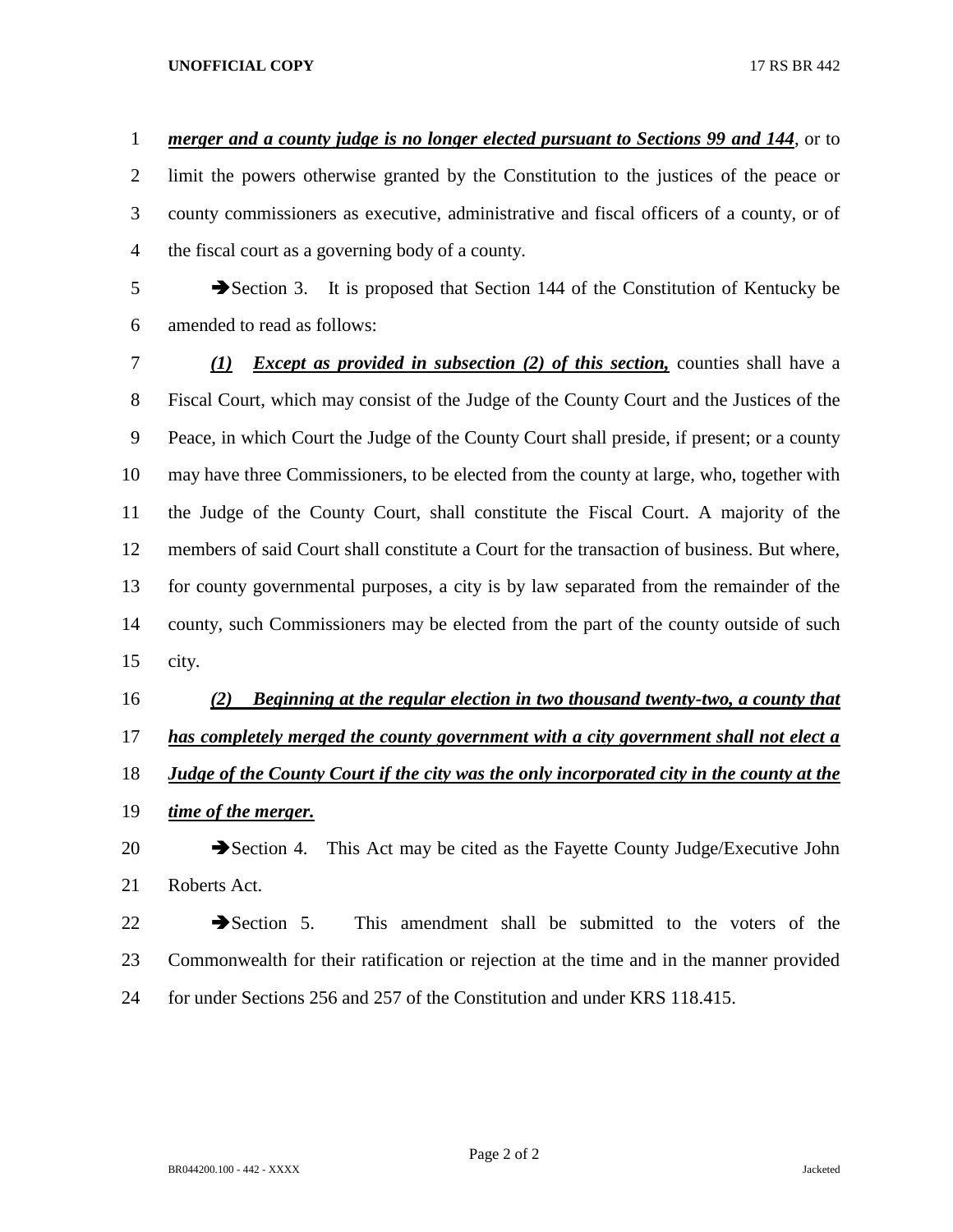***merger and a county judge is no longer elected pursuant to Sections 99 and 144***, or to limit the powers otherwise granted by the Constitution to the justices of the peace or county commissioners as executive, administrative and fiscal officers of a county, or of the fiscal court as a governing body of a county.

➔Section 3. It is proposed that Section 144 of the Constitution of Kentucky be amended to read as follows:

***(1) Except as provided in subsection (2) of this section,*** counties shall have a Fiscal Court, which may consist of the Judge of the County Court and the Justices of the Peace, in which Court the Judge of the County Court shall preside, if present; or a county may have three Commissioners, to be elected from the county at large, who, together with the Judge of the County Court, shall constitute the Fiscal Court. A majority of the members of said Court shall constitute a Court for the transaction of business. But where, for county governmental purposes, a city is by law separated from the remainder of the county, such Commissioners may be elected from the part of the county outside of such city.

***(2) Beginning at the regular election in two thousand twenty-two, a county that has completely merged the county government with a city government shall not elect a Judge of the County Court if the city was the only incorporated city in the county at the time of the merger.***

➔Section 4. This Act may be cited as the Fayette County Judge/Executive John Roberts Act.

➔Section 5. This amendment shall be submitted to the voters of the Commonwealth for their ratification or rejection at the time and in the manner provided for under Sections 256 and 257 of the Constitution and under KRS 118.415.